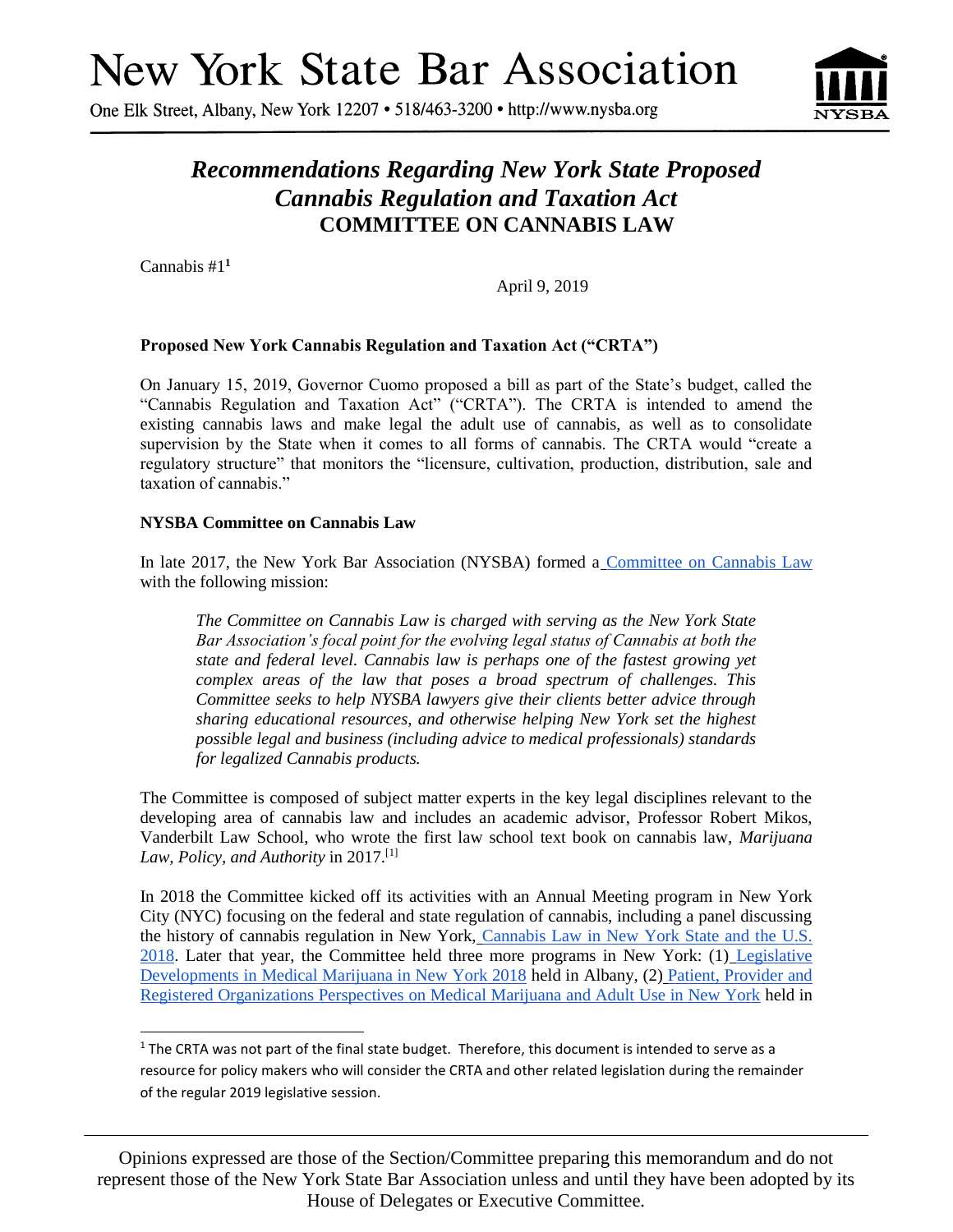# New York State Bar Association

One Elk Street, Albany, New York 12207 • 518/463-3200 • http://www.nysba.org

## *Recommendations Regarding New York State Proposed Cannabis Regulation and Taxation Act*
## COMMITTEE ON CANNABIS LAW

Cannabis #1[1]

April 9, 2019

**Proposed New York Cannabis Regulation and Taxation Act ("CRTA")**

On January 15, 2019, Governor Cuomo proposed a bill as part of the State's budget, called the "Cannabis Regulation and Taxation Act" ("CRTA"). The CRTA is intended to amend the existing cannabis laws and make legal the adult use of cannabis, as well as to consolidate supervision by the State when it comes to all forms of cannabis. The CRTA would "create a regulatory structure" that monitors the "licensure, cultivation, production, distribution, sale and taxation of cannabis."

**NYSBA Committee on Cannabis Law**

In late 2017, the New York Bar Association (NYSBA) formed a Committee on Cannabis Law with the following mission:

> *The Committee on Cannabis Law is charged with serving as the New York State Bar Association's focal point for the evolving legal status of Cannabis at both the state and federal level. Cannabis law is perhaps one of the fastest growing yet complex areas of the law that poses a broad spectrum of challenges. This Committee seeks to help NYSBA lawyers give their clients better advice through sharing educational resources, and otherwise helping New York set the highest possible legal and business (including advice to medical professionals) standards for legalized Cannabis products.*

The Committee is composed of subject matter experts in the key legal disciplines relevant to the developing area of cannabis law and includes an academic advisor, Professor Robert Mikos, Vanderbilt Law School, who wrote the first law school text book on cannabis law, *Marijuana Law, Policy, and Authority* in 2017.[1]

In 2018 the Committee kicked off its activities with an Annual Meeting program in New York City (NYC) focusing on the federal and state regulation of cannabis, including a panel discussing the history of cannabis regulation in New York, Cannabis Law in New York State and the U.S. 2018. Later that year, the Committee held three more programs in New York: (1) Legislative Developments in Medical Marijuana in New York 2018 held in Albany, (2) Patient, Provider and Registered Organizations Perspectives on Medical Marijuana and Adult Use in New York held in

---

[1] The CRTA was not part of the final state budget. Therefore, this document is intended to serve as a resource for policy makers who will consider the CRTA and other related legislation during the remainder of the regular 2019 legislative session.

Opinions expressed are those of the Section/Committee preparing this memorandum and do not represent those of the New York State Bar Association unless and until they have been adopted by its House of Delegates or Executive Committee.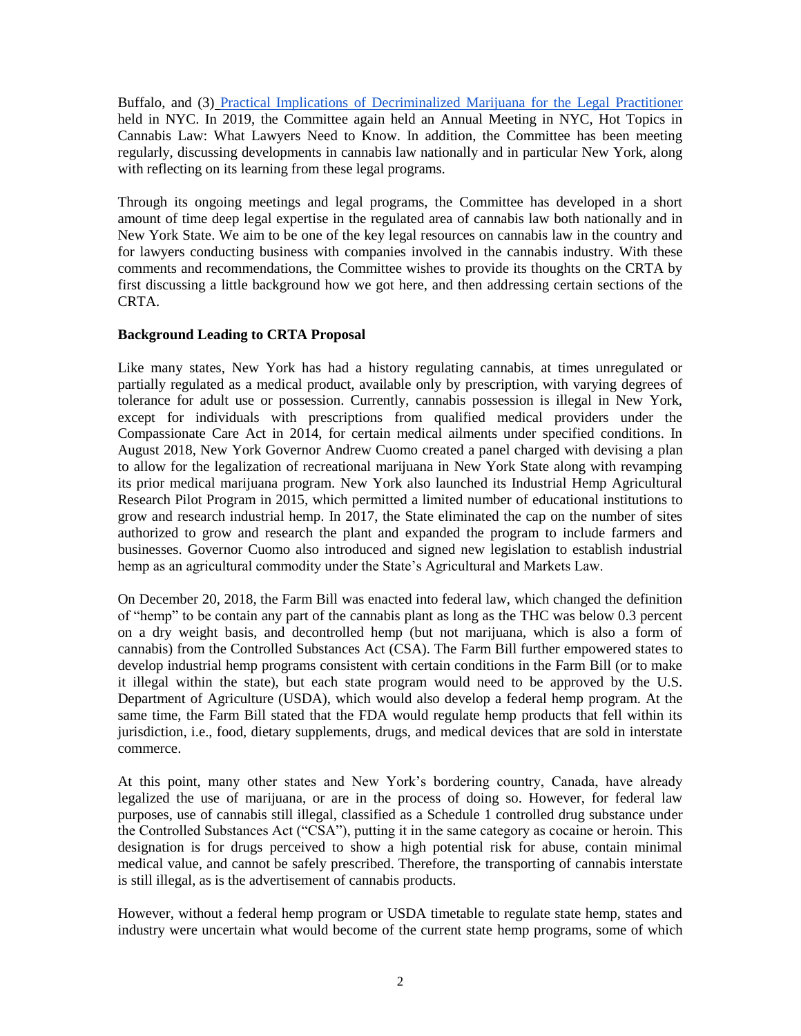Buffalo, and (3) [Practical Implications of Decriminalized Marijuana for the Legal Practitioner] held in NYC. In 2019, the Committee again held an Annual Meeting in NYC, Hot Topics in Cannabis Law: What Lawyers Need to Know. In addition, the Committee has been meeting regularly, discussing developments in cannabis law nationally and in particular New York, along with reflecting on its learning from these legal programs.

Through its ongoing meetings and legal programs, the Committee has developed in a short amount of time deep legal expertise in the regulated area of cannabis law both nationally and in New York State. We aim to be one of the key legal resources on cannabis law in the country and for lawyers conducting business with companies involved in the cannabis industry. With these comments and recommendations, the Committee wishes to provide its thoughts on the CRTA by first discussing a little background how we got here, and then addressing certain sections of the CRTA.

**Background Leading to CRTA Proposal**

Like many states, New York has had a history regulating cannabis, at times unregulated or partially regulated as a medical product, available only by prescription, with varying degrees of tolerance for adult use or possession. Currently, cannabis possession is illegal in New York, except for individuals with prescriptions from qualified medical providers under the Compassionate Care Act in 2014, for certain medical ailments under specified conditions. In August 2018, New York Governor Andrew Cuomo created a panel charged with devising a plan to allow for the legalization of recreational marijuana in New York State along with revamping its prior medical marijuana program. New York also launched its Industrial Hemp Agricultural Research Pilot Program in 2015, which permitted a limited number of educational institutions to grow and research industrial hemp. In 2017, the State eliminated the cap on the number of sites authorized to grow and research the plant and expanded the program to include farmers and businesses. Governor Cuomo also introduced and signed new legislation to establish industrial hemp as an agricultural commodity under the State's Agricultural and Markets Law.

On December 20, 2018, the Farm Bill was enacted into federal law, which changed the definition of "hemp" to be contain any part of the cannabis plant as long as the THC was below 0.3 percent on a dry weight basis, and decontrolled hemp (but not marijuana, which is also a form of cannabis) from the Controlled Substances Act (CSA). The Farm Bill further empowered states to develop industrial hemp programs consistent with certain conditions in the Farm Bill (or to make it illegal within the state), but each state program would need to be approved by the U.S. Department of Agriculture (USDA), which would also develop a federal hemp program. At the same time, the Farm Bill stated that the FDA would regulate hemp products that fell within its jurisdiction, i.e., food, dietary supplements, drugs, and medical devices that are sold in interstate commerce.

At this point, many other states and New York's bordering country, Canada, have already legalized the use of marijuana, or are in the process of doing so. However, for federal law purposes, use of cannabis still illegal, classified as a Schedule 1 controlled drug substance under the Controlled Substances Act ("CSA"), putting it in the same category as cocaine or heroin. This designation is for drugs perceived to show a high potential risk for abuse, contain minimal medical value, and cannot be safely prescribed. Therefore, the transporting of cannabis interstate is still illegal, as is the advertisement of cannabis products.

However, without a federal hemp program or USDA timetable to regulate state hemp, states and industry were uncertain what would become of the current state hemp programs, some of which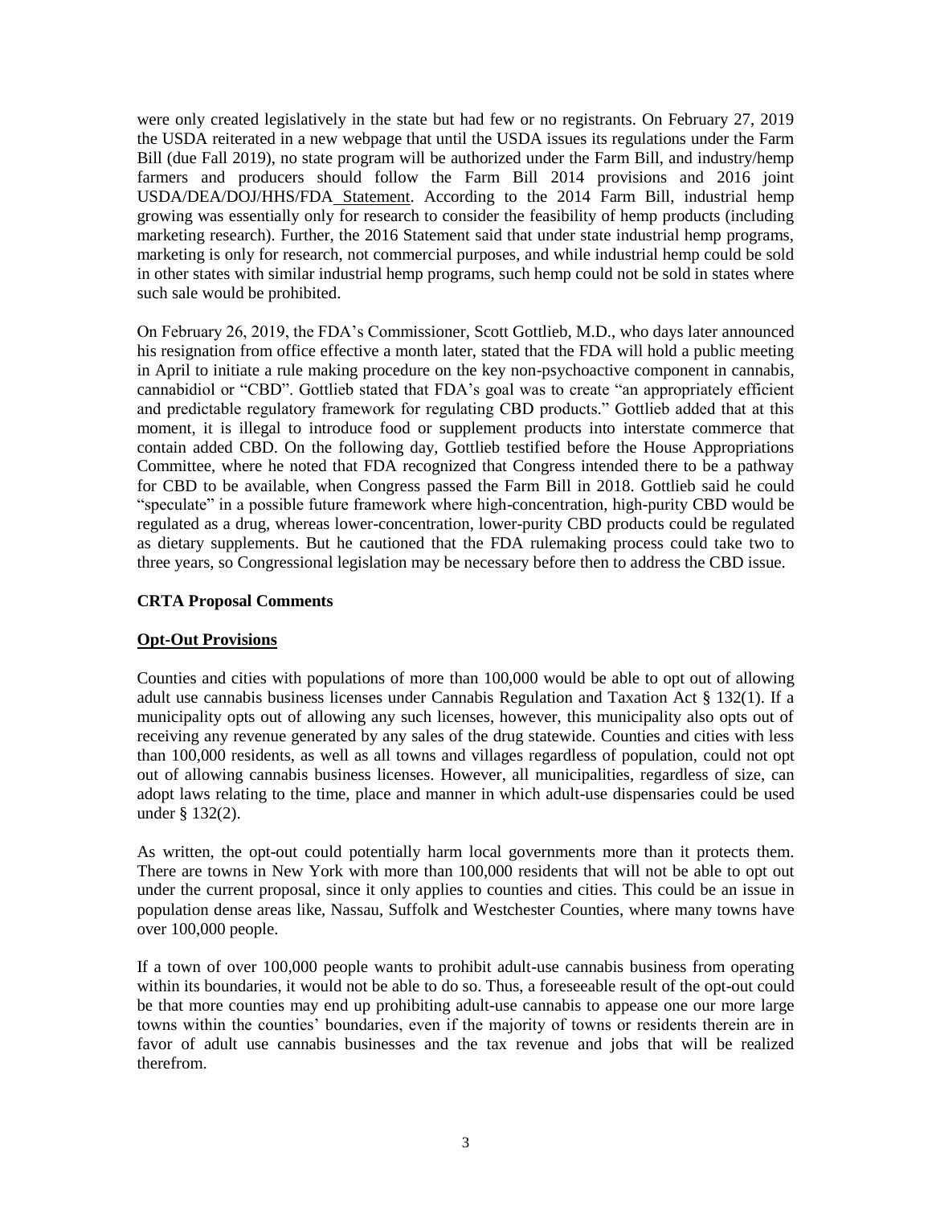were only created legislatively in the state but had few or no registrants. On February 27, 2019 the USDA reiterated in a new webpage that until the USDA issues its regulations under the Farm Bill (due Fall 2019), no state program will be authorized under the Farm Bill, and industry/hemp farmers and producers should follow the Farm Bill 2014 provisions and 2016 joint USDA/DEA/DOJ/HHS/FDA Statement. According to the 2014 Farm Bill, industrial hemp growing was essentially only for research to consider the feasibility of hemp products (including marketing research). Further, the 2016 Statement said that under state industrial hemp programs, marketing is only for research, not commercial purposes, and while industrial hemp could be sold in other states with similar industrial hemp programs, such hemp could not be sold in states where such sale would be prohibited.

On February 26, 2019, the FDA's Commissioner, Scott Gottlieb, M.D., who days later announced his resignation from office effective a month later, stated that the FDA will hold a public meeting in April to initiate a rule making procedure on the key non-psychoactive component in cannabis, cannabidiol or "CBD". Gottlieb stated that FDA's goal was to create "an appropriately efficient and predictable regulatory framework for regulating CBD products." Gottlieb added that at this moment, it is illegal to introduce food or supplement products into interstate commerce that contain added CBD. On the following day, Gottlieb testified before the House Appropriations Committee, where he noted that FDA recognized that Congress intended there to be a pathway for CBD to be available, when Congress passed the Farm Bill in 2018. Gottlieb said he could "speculate" in a possible future framework where high-concentration, high-purity CBD would be regulated as a drug, whereas lower-concentration, lower-purity CBD products could be regulated as dietary supplements. But he cautioned that the FDA rulemaking process could take two to three years, so Congressional legislation may be necessary before then to address the CBD issue.

**CRTA Proposal Comments**

**Opt-Out Provisions**

Counties and cities with populations of more than 100,000 would be able to opt out of allowing adult use cannabis business licenses under Cannabis Regulation and Taxation Act § 132(1). If a municipality opts out of allowing any such licenses, however, this municipality also opts out of receiving any revenue generated by any sales of the drug statewide. Counties and cities with less than 100,000 residents, as well as all towns and villages regardless of population, could not opt out of allowing cannabis business licenses. However, all municipalities, regardless of size, can adopt laws relating to the time, place and manner in which adult-use dispensaries could be used under § 132(2).

As written, the opt-out could potentially harm local governments more than it protects them. There are towns in New York with more than 100,000 residents that will not be able to opt out under the current proposal, since it only applies to counties and cities. This could be an issue in population dense areas like, Nassau, Suffolk and Westchester Counties, where many towns have over 100,000 people.

If a town of over 100,000 people wants to prohibit adult-use cannabis business from operating within its boundaries, it would not be able to do so. Thus, a foreseeable result of the opt-out could be that more counties may end up prohibiting adult-use cannabis to appease one our more large towns within the counties' boundaries, even if the majority of towns or residents therein are in favor of adult use cannabis businesses and the tax revenue and jobs that will be realized therefrom.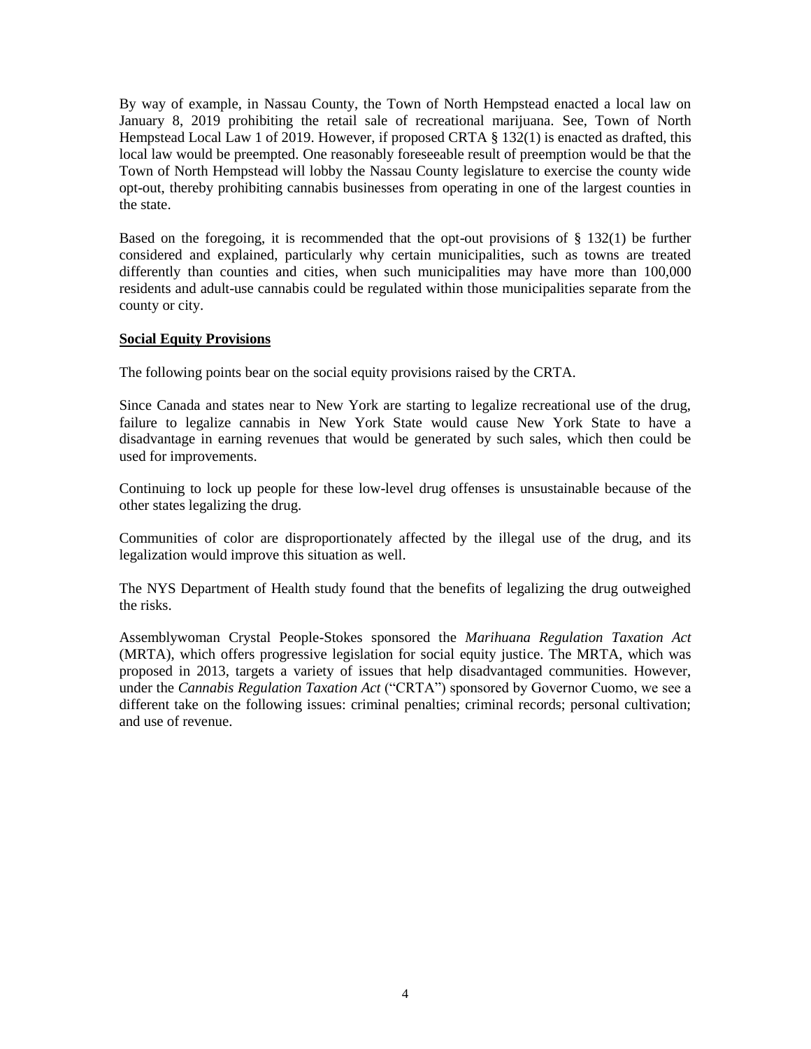By way of example, in Nassau County, the Town of North Hempstead enacted a local law on January 8, 2019 prohibiting the retail sale of recreational marijuana. See, Town of North Hempstead Local Law 1 of 2019. However, if proposed CRTA § 132(1) is enacted as drafted, this local law would be preempted. One reasonably foreseeable result of preemption would be that the Town of North Hempstead will lobby the Nassau County legislature to exercise the county wide opt-out, thereby prohibiting cannabis businesses from operating in one of the largest counties in the state.

Based on the foregoing, it is recommended that the opt-out provisions of § 132(1) be further considered and explained, particularly why certain municipalities, such as towns are treated differently than counties and cities, when such municipalities may have more than 100,000 residents and adult-use cannabis could be regulated within those municipalities separate from the county or city.

**Social Equity Provisions**

The following points bear on the social equity provisions raised by the CRTA.

Since Canada and states near to New York are starting to legalize recreational use of the drug, failure to legalize cannabis in New York State would cause New York State to have a disadvantage in earning revenues that would be generated by such sales, which then could be used for improvements.

Continuing to lock up people for these low-level drug offenses is unsustainable because of the other states legalizing the drug.

Communities of color are disproportionately affected by the illegal use of the drug, and its legalization would improve this situation as well.

The NYS Department of Health study found that the benefits of legalizing the drug outweighed the risks.

Assemblywoman Crystal People-Stokes sponsored the *Marihuana Regulation Taxation Act* (MRTA), which offers progressive legislation for social equity justice. The MRTA, which was proposed in 2013, targets a variety of issues that help disadvantaged communities. However, under the *Cannabis Regulation Taxation Act* ("CRTA") sponsored by Governor Cuomo, we see a different take on the following issues: criminal penalties; criminal records; personal cultivation; and use of revenue.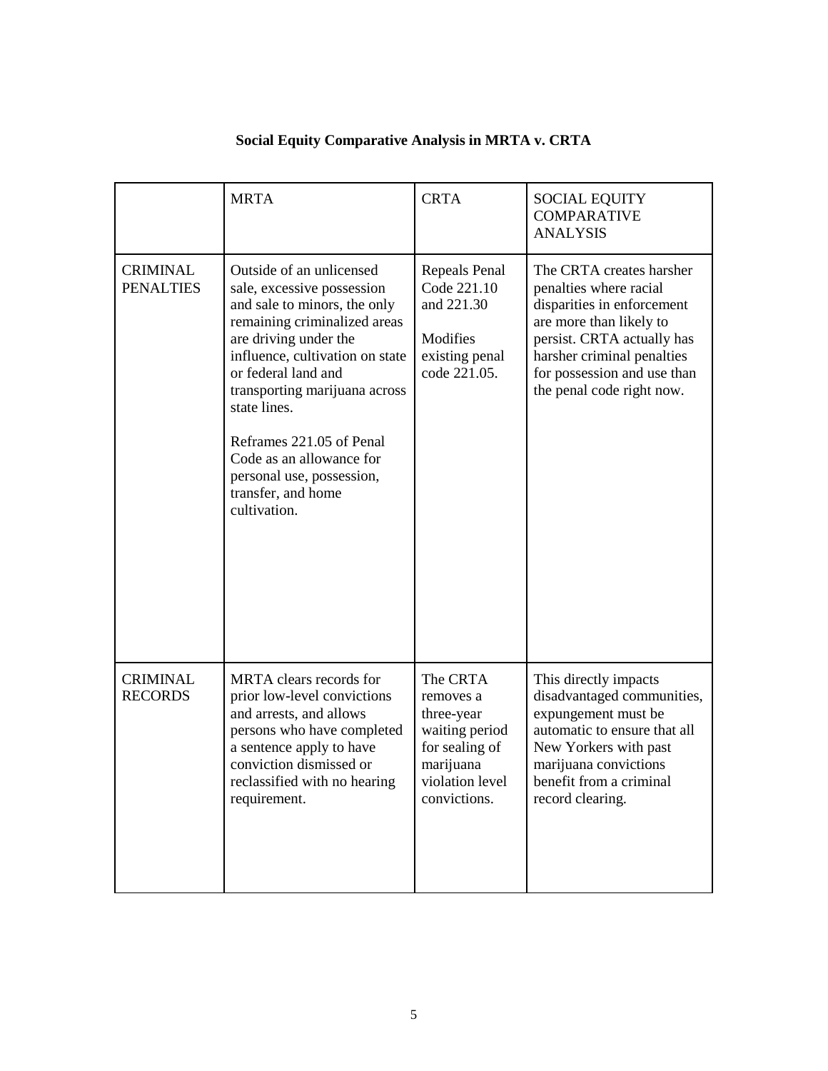**Social Equity Comparative Analysis in MRTA v. CRTA**

| | MRTA | CRTA | SOCIAL EQUITY COMPARATIVE ANALYSIS |
|---|---|---|---|
| CRIMINAL PENALTIES | Outside of an unlicensed sale, excessive possession and sale to minors, the only remaining criminalized areas are driving under the influence, cultivation on state or federal land and transporting marijuana across state lines.<br><br>Reframes 221.05 of Penal Code as an allowance for personal use, possession, transfer, and home cultivation. | Repeals Penal Code 221.10 and 221.30<br><br>Modifies existing penal code 221.05. | The CRTA creates harsher penalties where racial disparities in enforcement are more than likely to persist. CRTA actually has harsher criminal penalties for possession and use than the penal code right now. |
| CRIMINAL RECORDS | MRTA clears records for prior low-level convictions and arrests, and allows persons who have completed a sentence apply to have conviction dismissed or reclassified with no hearing requirement. | The CRTA removes a three-year waiting period for sealing of marijuana violation level convictions. | This directly impacts disadvantaged communities, expungement must be automatic to ensure that all New Yorkers with past marijuana convictions benefit from a criminal record clearing. |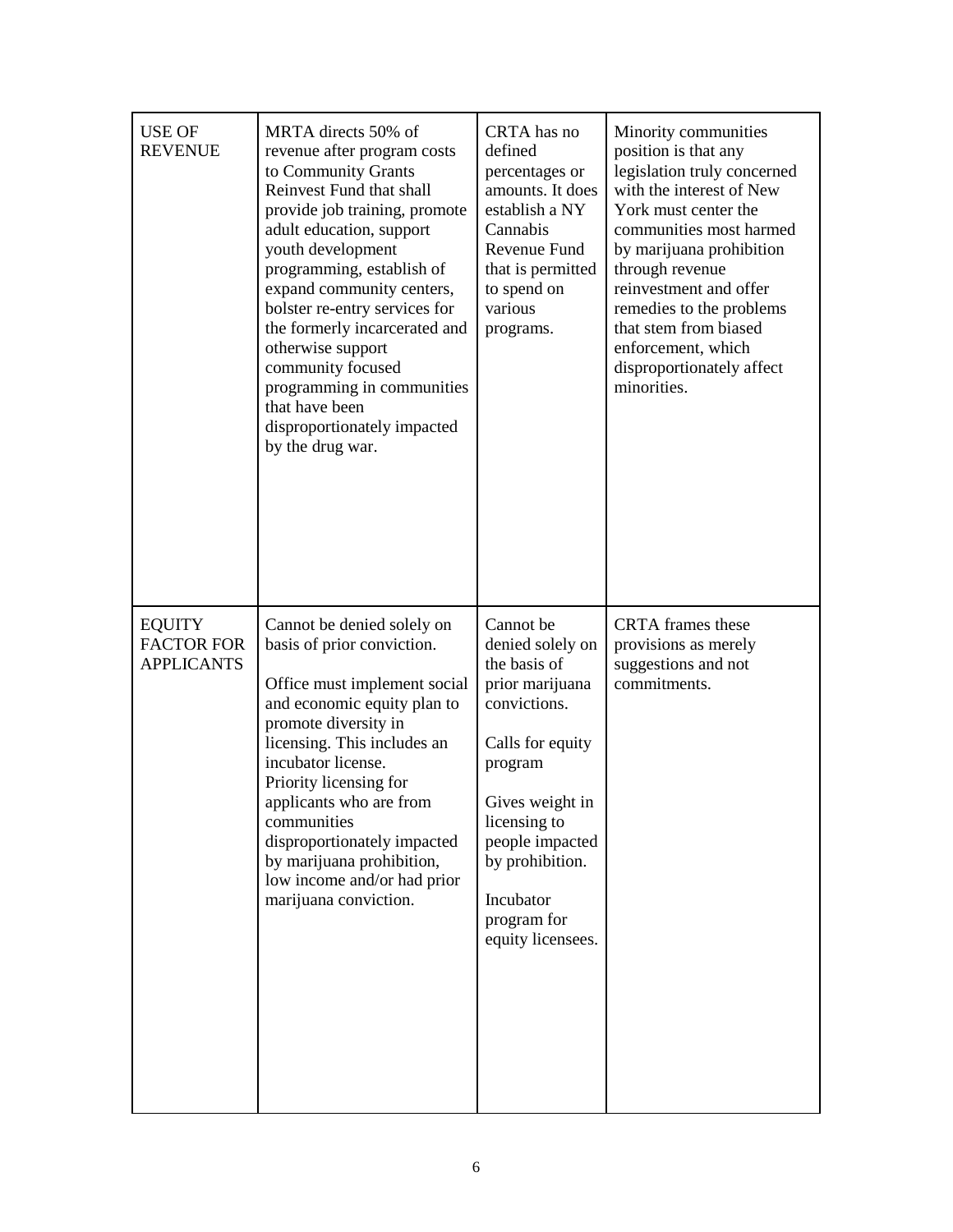| USE OF REVENUE | MRTA directs 50% of revenue after program costs to Community Grants Reinvest Fund that shall provide job training, promote adult education, support youth development programming, establish of expand community centers, bolster re-entry services for the formerly incarcerated and otherwise support community focused programming in communities that have been disproportionately impacted by the drug war. | CRTA has no defined percentages or amounts. It does establish a NY Cannabis Revenue Fund that is permitted to spend on various programs. | Minority communities position is that any legislation truly concerned with the interest of New York must center the communities most harmed by marijuana prohibition through revenue reinvestment and offer remedies to the problems that stem from biased enforcement, which disproportionately affect minorities. |
|---|---|---|---|
| EQUITY FACTOR FOR APPLICANTS | Cannot be denied solely on basis of prior conviction.<br><br>Office must implement social and economic equity plan to promote diversity in licensing. This includes an incubator license.<br>Priority licensing for applicants who are from communities disproportionately impacted by marijuana prohibition, low income and/or had prior marijuana conviction. | Cannot be denied solely on the basis of prior marijuana convictions.<br><br>Calls for equity program<br><br>Gives weight in licensing to people impacted by prohibition.<br><br>Incubator program for equity licensees. | CRTA frames these provisions as merely suggestions and not commitments. |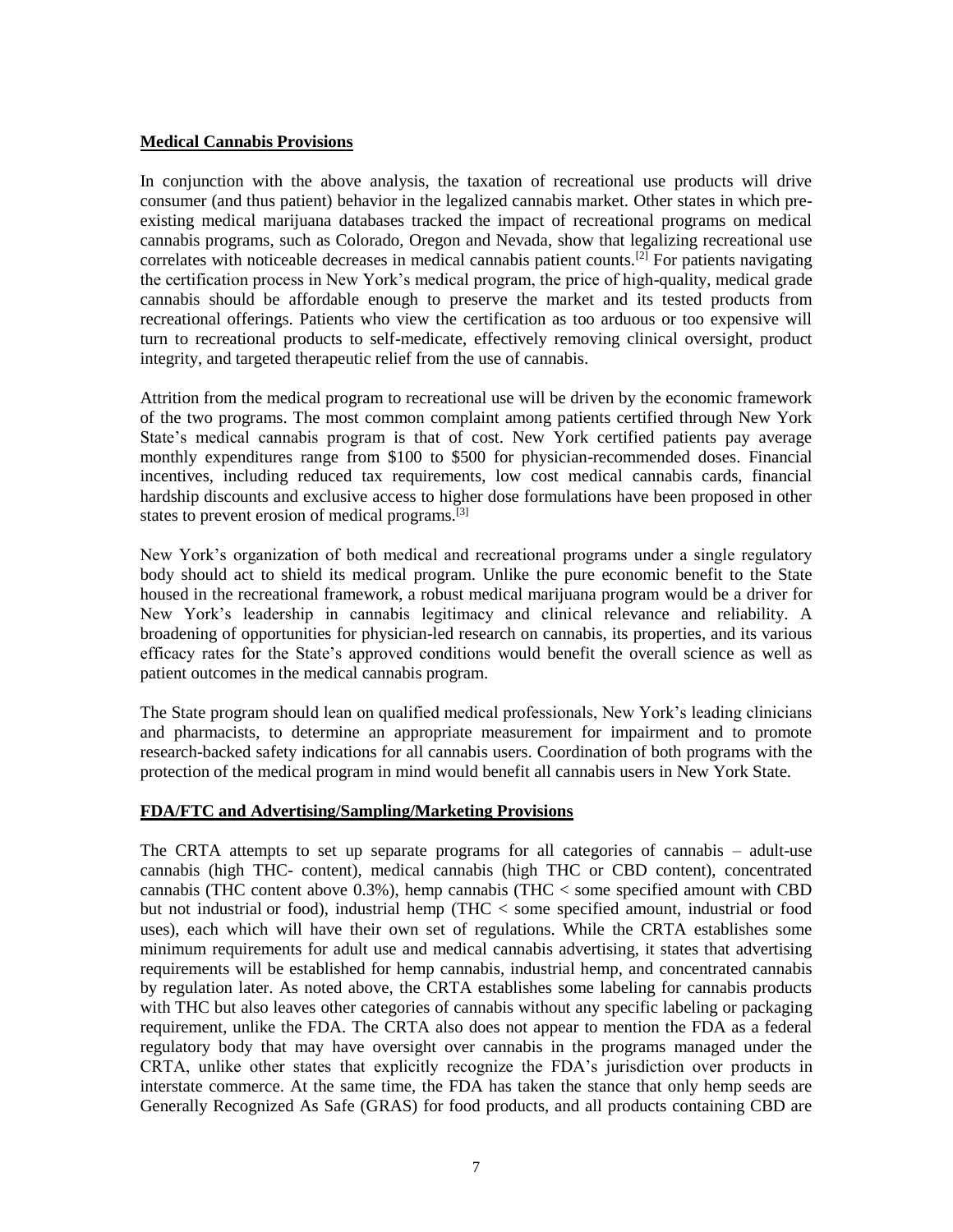## Medical Cannabis Provisions

In conjunction with the above analysis, the taxation of recreational use products will drive consumer (and thus patient) behavior in the legalized cannabis market. Other states in which pre-existing medical marijuana databases tracked the impact of recreational programs on medical cannabis programs, such as Colorado, Oregon and Nevada, show that legalizing recreational use correlates with noticeable decreases in medical cannabis patient counts.[2] For patients navigating the certification process in New York's medical program, the price of high-quality, medical grade cannabis should be affordable enough to preserve the market and its tested products from recreational offerings. Patients who view the certification as too arduous or too expensive will turn to recreational products to self-medicate, effectively removing clinical oversight, product integrity, and targeted therapeutic relief from the use of cannabis.

Attrition from the medical program to recreational use will be driven by the economic framework of the two programs. The most common complaint among patients certified through New York State's medical cannabis program is that of cost. New York certified patients pay average monthly expenditures range from $100 to $500 for physician-recommended doses. Financial incentives, including reduced tax requirements, low cost medical cannabis cards, financial hardship discounts and exclusive access to higher dose formulations have been proposed in other states to prevent erosion of medical programs.[3]

New York's organization of both medical and recreational programs under a single regulatory body should act to shield its medical program. Unlike the pure economic benefit to the State housed in the recreational framework, a robust medical marijuana program would be a driver for New York's leadership in cannabis legitimacy and clinical relevance and reliability. A broadening of opportunities for physician-led research on cannabis, its properties, and its various efficacy rates for the State's approved conditions would benefit the overall science as well as patient outcomes in the medical cannabis program.

The State program should lean on qualified medical professionals, New York's leading clinicians and pharmacists, to determine an appropriate measurement for impairment and to promote research-backed safety indications for all cannabis users. Coordination of both programs with the protection of the medical program in mind would benefit all cannabis users in New York State.

## FDA/FTC and Advertising/Sampling/Marketing Provisions

The CRTA attempts to set up separate programs for all categories of cannabis – adult-use cannabis (high THC- content), medical cannabis (high THC or CBD content), concentrated cannabis (THC content above 0.3%), hemp cannabis (THC < some specified amount with CBD but not industrial or food), industrial hemp (THC < some specified amount, industrial or food uses), each which will have their own set of regulations. While the CRTA establishes some minimum requirements for adult use and medical cannabis advertising, it states that advertising requirements will be established for hemp cannabis, industrial hemp, and concentrated cannabis by regulation later. As noted above, the CRTA establishes some labeling for cannabis products with THC but also leaves other categories of cannabis without any specific labeling or packaging requirement, unlike the FDA. The CRTA also does not appear to mention the FDA as a federal regulatory body that may have oversight over cannabis in the programs managed under the CRTA, unlike other states that explicitly recognize the FDA's jurisdiction over products in interstate commerce. At the same time, the FDA has taken the stance that only hemp seeds are Generally Recognized As Safe (GRAS) for food products, and all products containing CBD are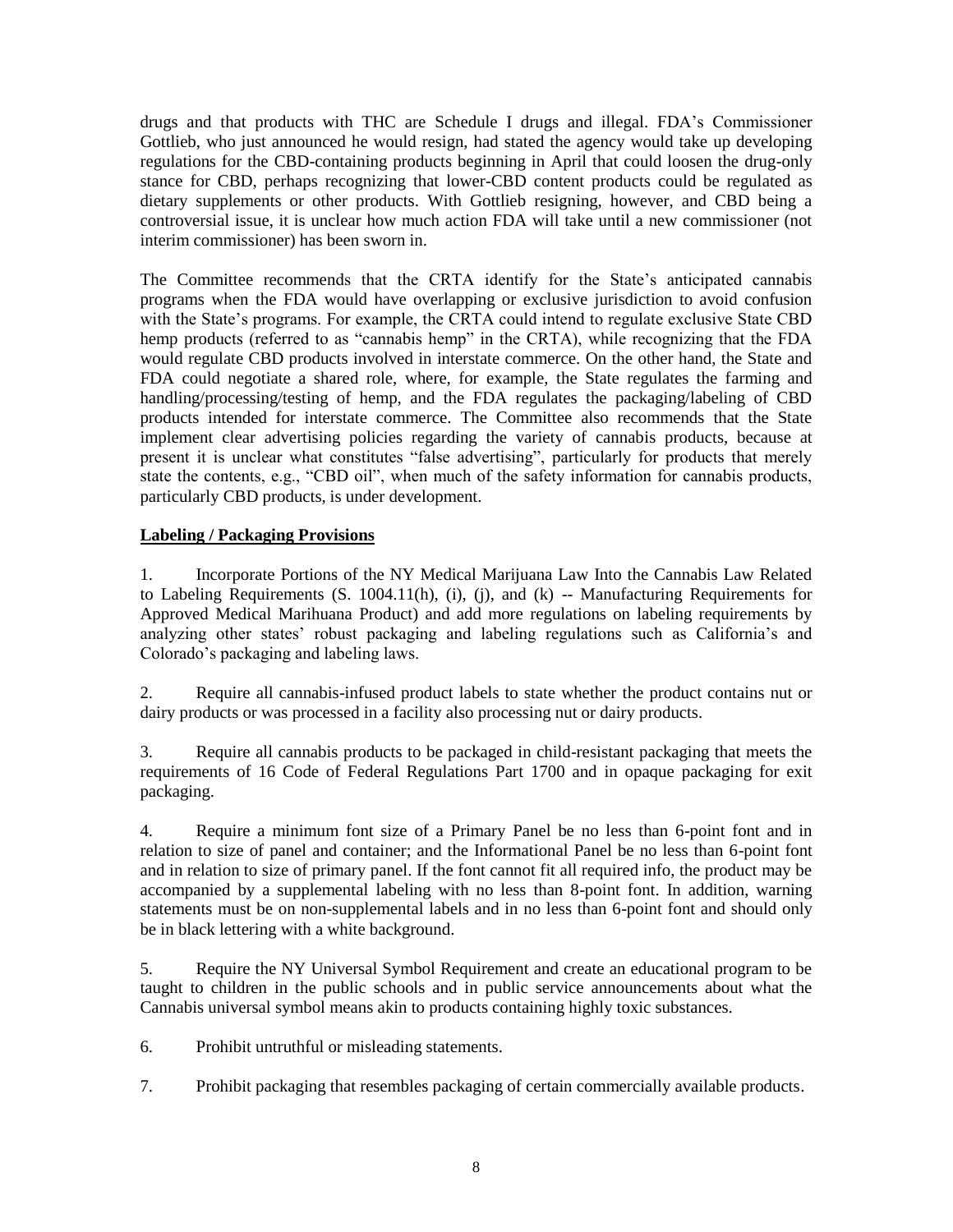drugs and that products with THC are Schedule I drugs and illegal. FDA's Commissioner Gottlieb, who just announced he would resign, had stated the agency would take up developing regulations for the CBD-containing products beginning in April that could loosen the drug-only stance for CBD, perhaps recognizing that lower-CBD content products could be regulated as dietary supplements or other products. With Gottlieb resigning, however, and CBD being a controversial issue, it is unclear how much action FDA will take until a new commissioner (not interim commissioner) has been sworn in.

The Committee recommends that the CRTA identify for the State's anticipated cannabis programs when the FDA would have overlapping or exclusive jurisdiction to avoid confusion with the State's programs. For example, the CRTA could intend to regulate exclusive State CBD hemp products (referred to as "cannabis hemp" in the CRTA), while recognizing that the FDA would regulate CBD products involved in interstate commerce. On the other hand, the State and FDA could negotiate a shared role, where, for example, the State regulates the farming and handling/processing/testing of hemp, and the FDA regulates the packaging/labeling of CBD products intended for interstate commerce. The Committee also recommends that the State implement clear advertising policies regarding the variety of cannabis products, because at present it is unclear what constitutes "false advertising", particularly for products that merely state the contents, e.g., "CBD oil", when much of the safety information for cannabis products, particularly CBD products, is under development.

**Labeling / Packaging Provisions**

1. Incorporate Portions of the NY Medical Marijuana Law Into the Cannabis Law Related to Labeling Requirements (S. 1004.11(h), (i), (j), and (k) -- Manufacturing Requirements for Approved Medical Marihuana Product) and add more regulations on labeling requirements by analyzing other states' robust packaging and labeling regulations such as California's and Colorado's packaging and labeling laws.

2. Require all cannabis-infused product labels to state whether the product contains nut or dairy products or was processed in a facility also processing nut or dairy products.

3. Require all cannabis products to be packaged in child-resistant packaging that meets the requirements of 16 Code of Federal Regulations Part 1700 and in opaque packaging for exit packaging.

4. Require a minimum font size of a Primary Panel be no less than 6-point font and in relation to size of panel and container; and the Informational Panel be no less than 6-point font and in relation to size of primary panel. If the font cannot fit all required info, the product may be accompanied by a supplemental labeling with no less than 8-point font. In addition, warning statements must be on non-supplemental labels and in no less than 6-point font and should only be in black lettering with a white background.

5. Require the NY Universal Symbol Requirement and create an educational program to be taught to children in the public schools and in public service announcements about what the Cannabis universal symbol means akin to products containing highly toxic substances.

6. Prohibit untruthful or misleading statements.

7. Prohibit packaging that resembles packaging of certain commercially available products.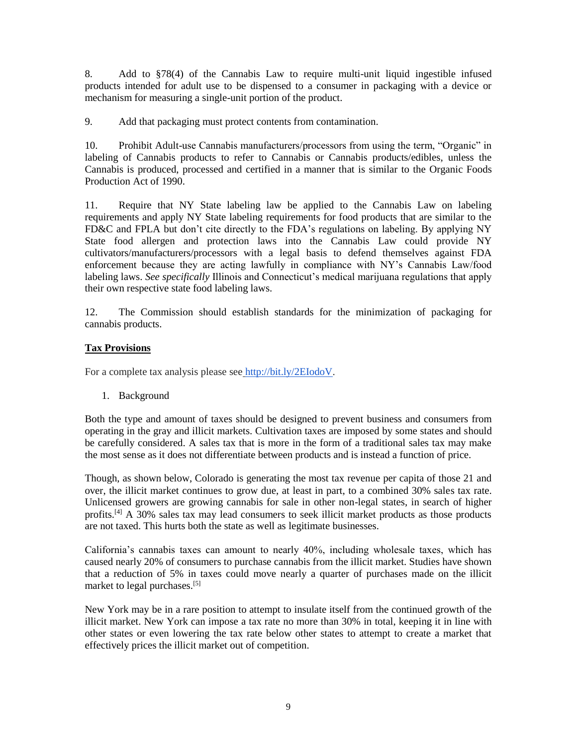8. Add to §78(4) of the Cannabis Law to require multi-unit liquid ingestible infused products intended for adult use to be dispensed to a consumer in packaging with a device or mechanism for measuring a single-unit portion of the product.

9. Add that packaging must protect contents from contamination.

10. Prohibit Adult-use Cannabis manufacturers/processors from using the term, "Organic" in labeling of Cannabis products to refer to Cannabis or Cannabis products/edibles, unless the Cannabis is produced, processed and certified in a manner that is similar to the Organic Foods Production Act of 1990.

11. Require that NY State labeling law be applied to the Cannabis Law on labeling requirements and apply NY State labeling requirements for food products that are similar to the FD&C and FPLA but don't cite directly to the FDA's regulations on labeling. By applying NY State food allergen and protection laws into the Cannabis Law could provide NY cultivators/manufacturers/processors with a legal basis to defend themselves against FDA enforcement because they are acting lawfully in compliance with NY's Cannabis Law/food labeling laws. *See specifically* Illinois and Connecticut's medical marijuana regulations that apply their own respective state food labeling laws.

12. The Commission should establish standards for the minimization of packaging for cannabis products.

**Tax Provisions**

For a complete tax analysis please see http://bit.ly/2EIodoV.

1. Background

Both the type and amount of taxes should be designed to prevent business and consumers from operating in the gray and illicit markets. Cultivation taxes are imposed by some states and should be carefully considered. A sales tax that is more in the form of a traditional sales tax may make the most sense as it does not differentiate between products and is instead a function of price.

Though, as shown below, Colorado is generating the most tax revenue per capita of those 21 and over, the illicit market continues to grow due, at least in part, to a combined 30% sales tax rate. Unlicensed growers are growing cannabis for sale in other non-legal states, in search of higher profits.[4] A 30% sales tax may lead consumers to seek illicit market products as those products are not taxed. This hurts both the state as well as legitimate businesses.

California's cannabis taxes can amount to nearly 40%, including wholesale taxes, which has caused nearly 20% of consumers to purchase cannabis from the illicit market. Studies have shown that a reduction of 5% in taxes could move nearly a quarter of purchases made on the illicit market to legal purchases.[5]

New York may be in a rare position to attempt to insulate itself from the continued growth of the illicit market. New York can impose a tax rate no more than 30% in total, keeping it in line with other states or even lowering the tax rate below other states to attempt to create a market that effectively prices the illicit market out of competition.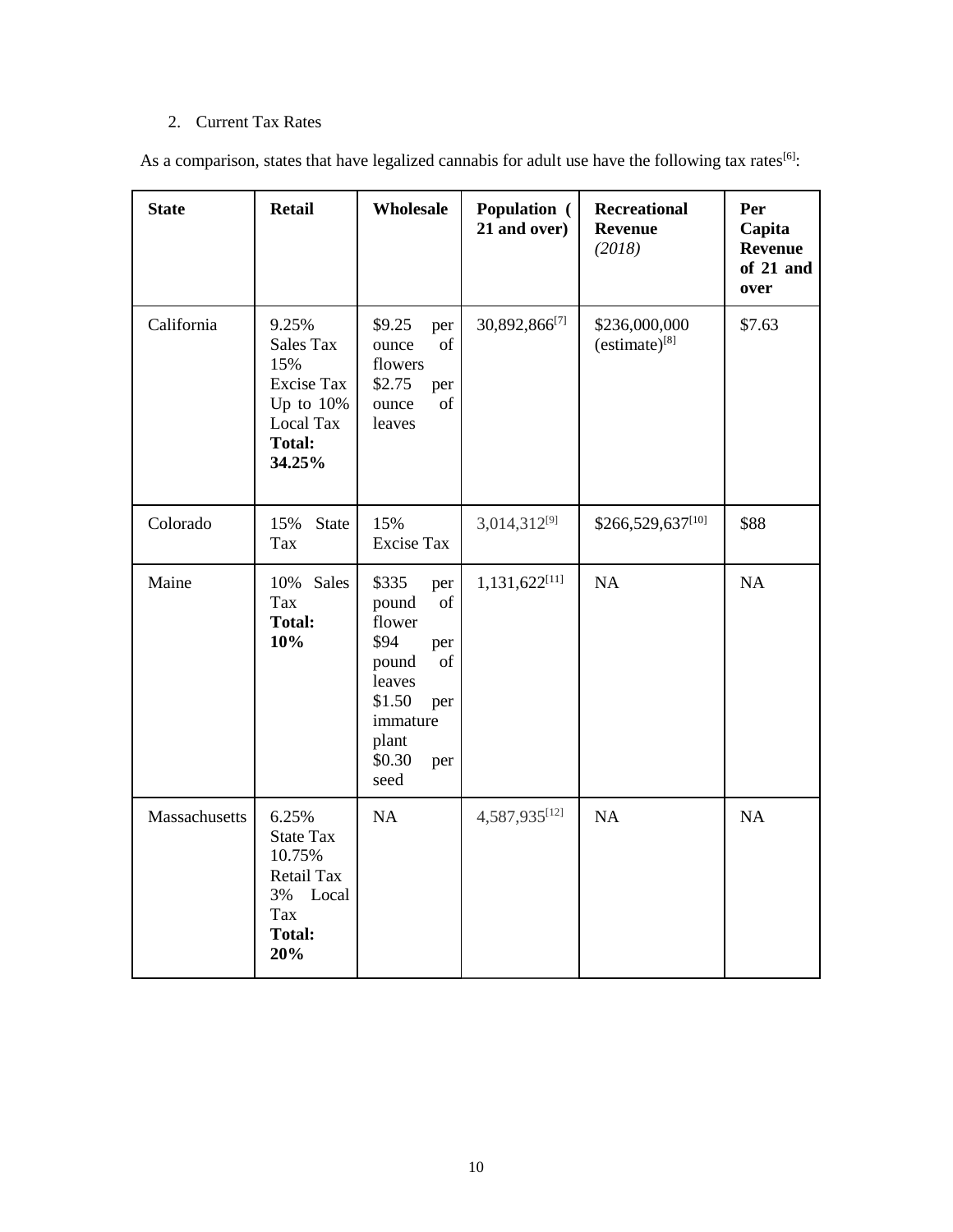2. Current Tax Rates

As a comparison, states that have legalized cannabis for adult use have the following tax rates[6]:

| State | Retail | Wholesale | Population ( 21 and over) | Recreational Revenue *(2018)* | Per Capita Revenue of 21 and over |
|---|---|---|---|---|---|
| California | 9.25% Sales Tax 15% Excise Tax Up to 10% Local Tax **Total: 34.25%** | $9.25 per ounce of flowers $2.75 per ounce of leaves | 30,892,866[7] | $236,000,000 (estimate)[8] | $7.63 |
| Colorado | 15% State Tax | 15% Excise Tax | 3,014,312[9] | $266,529,637[10] | $88 |
| Maine | 10% Sales Tax **Total: 10%** | $335 per pound of flower $94 per pound of leaves $1.50 per immature plant $0.30 per seed | 1,131,622[11] | NA | NA |
| Massachusetts | 6.25% State Tax 10.75% Retail Tax 3% Local Tax **Total: 20%** | NA | 4,587,935[12] | NA | NA |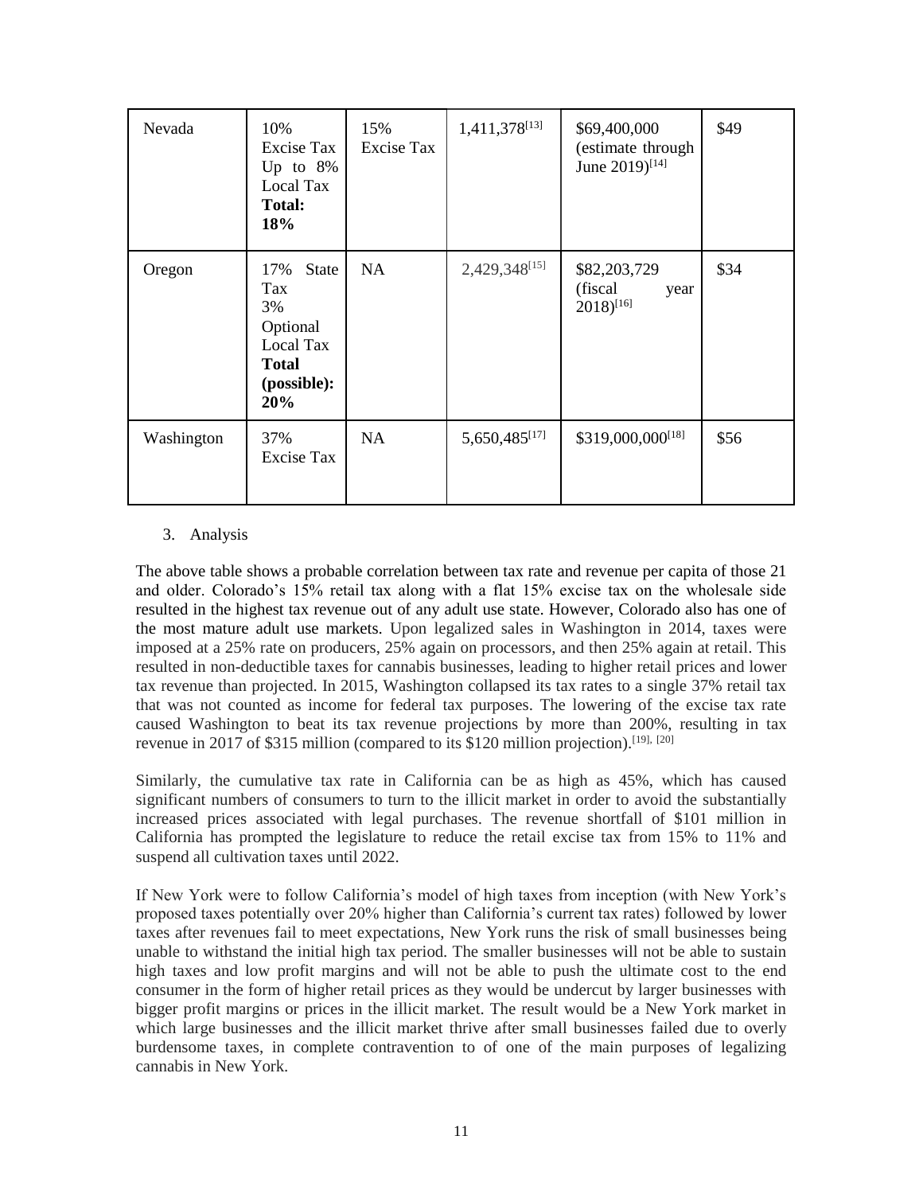| Nevada | 10% Excise Tax Up to 8% Local Tax **Total: 18%** | 15% Excise Tax | 1,411,378[13] | $69,400,000 (estimate through June 2019)[14] | $49 |
|---|---|---|---|---|---|
| Oregon | 17% State Tax 3% Optional Local Tax **Total (possible): 20%** | NA | 2,429,348[15] | $82,203,729 (fiscal year 2018)[16] | $34 |
| Washington | 37% Excise Tax | NA | 5,650,485[17] | $319,000,000[18] | $56 |

3. Analysis

The above table shows a probable correlation between tax rate and revenue per capita of those 21 and older. Colorado's 15% retail tax along with a flat 15% excise tax on the wholesale side resulted in the highest tax revenue out of any adult use state. However, Colorado also has one of the most mature adult use markets. Upon legalized sales in Washington in 2014, taxes were imposed at a 25% rate on producers, 25% again on processors, and then 25% again at retail. This resulted in non-deductible taxes for cannabis businesses, leading to higher retail prices and lower tax revenue than projected. In 2015, Washington collapsed its tax rates to a single 37% retail tax that was not counted as income for federal tax purposes. The lowering of the excise tax rate caused Washington to beat its tax revenue projections by more than 200%, resulting in tax revenue in 2017 of $315 million (compared to its $120 million projection).[19], [20]

Similarly, the cumulative tax rate in California can be as high as 45%, which has caused significant numbers of consumers to turn to the illicit market in order to avoid the substantially increased prices associated with legal purchases. The revenue shortfall of $101 million in California has prompted the legislature to reduce the retail excise tax from 15% to 11% and suspend all cultivation taxes until 2022.

If New York were to follow California's model of high taxes from inception (with New York's proposed taxes potentially over 20% higher than California's current tax rates) followed by lower taxes after revenues fail to meet expectations, New York runs the risk of small businesses being unable to withstand the initial high tax period. The smaller businesses will not be able to sustain high taxes and low profit margins and will not be able to push the ultimate cost to the end consumer in the form of higher retail prices as they would be undercut by larger businesses with bigger profit margins or prices in the illicit market. The result would be a New York market in which large businesses and the illicit market thrive after small businesses failed due to overly burdensome taxes, in complete contravention to of one of the main purposes of legalizing cannabis in New York.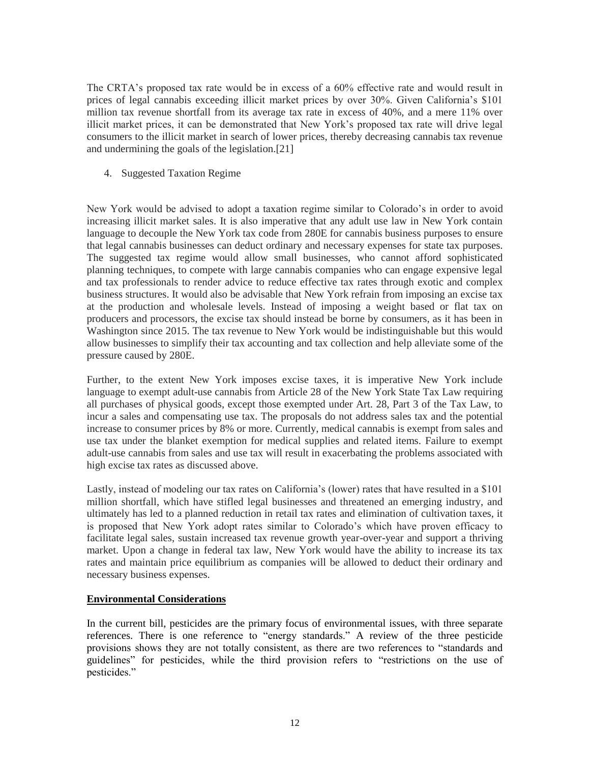The CRTA's proposed tax rate would be in excess of a 60% effective rate and would result in prices of legal cannabis exceeding illicit market prices by over 30%. Given California's $101 million tax revenue shortfall from its average tax rate in excess of 40%, and a mere 11% over illicit market prices, it can be demonstrated that New York's proposed tax rate will drive legal consumers to the illicit market in search of lower prices, thereby decreasing cannabis tax revenue and undermining the goals of the legislation.[21]

4. Suggested Taxation Regime

New York would be advised to adopt a taxation regime similar to Colorado's in order to avoid increasing illicit market sales. It is also imperative that any adult use law in New York contain language to decouple the New York tax code from 280E for cannabis business purposes to ensure that legal cannabis businesses can deduct ordinary and necessary expenses for state tax purposes. The suggested tax regime would allow small businesses, who cannot afford sophisticated planning techniques, to compete with large cannabis companies who can engage expensive legal and tax professionals to render advice to reduce effective tax rates through exotic and complex business structures. It would also be advisable that New York refrain from imposing an excise tax at the production and wholesale levels. Instead of imposing a weight based or flat tax on producers and processors, the excise tax should instead be borne by consumers, as it has been in Washington since 2015. The tax revenue to New York would be indistinguishable but this would allow businesses to simplify their tax accounting and tax collection and help alleviate some of the pressure caused by 280E.

Further, to the extent New York imposes excise taxes, it is imperative New York include language to exempt adult-use cannabis from Article 28 of the New York State Tax Law requiring all purchases of physical goods, except those exempted under Art. 28, Part 3 of the Tax Law, to incur a sales and compensating use tax. The proposals do not address sales tax and the potential increase to consumer prices by 8% or more. Currently, medical cannabis is exempt from sales and use tax under the blanket exemption for medical supplies and related items. Failure to exempt adult-use cannabis from sales and use tax will result in exacerbating the problems associated with high excise tax rates as discussed above.

Lastly, instead of modeling our tax rates on California's (lower) rates that have resulted in a $101 million shortfall, which have stifled legal businesses and threatened an emerging industry, and ultimately has led to a planned reduction in retail tax rates and elimination of cultivation taxes, it is proposed that New York adopt rates similar to Colorado's which have proven efficacy to facilitate legal sales, sustain increased tax revenue growth year-over-year and support a thriving market. Upon a change in federal tax law, New York would have the ability to increase its tax rates and maintain price equilibrium as companies will be allowed to deduct their ordinary and necessary business expenses.

## **Environmental Considerations**

In the current bill, pesticides are the primary focus of environmental issues, with three separate references. There is one reference to "energy standards." A review of the three pesticide provisions shows they are not totally consistent, as there are two references to "standards and guidelines" for pesticides, while the third provision refers to "restrictions on the use of pesticides."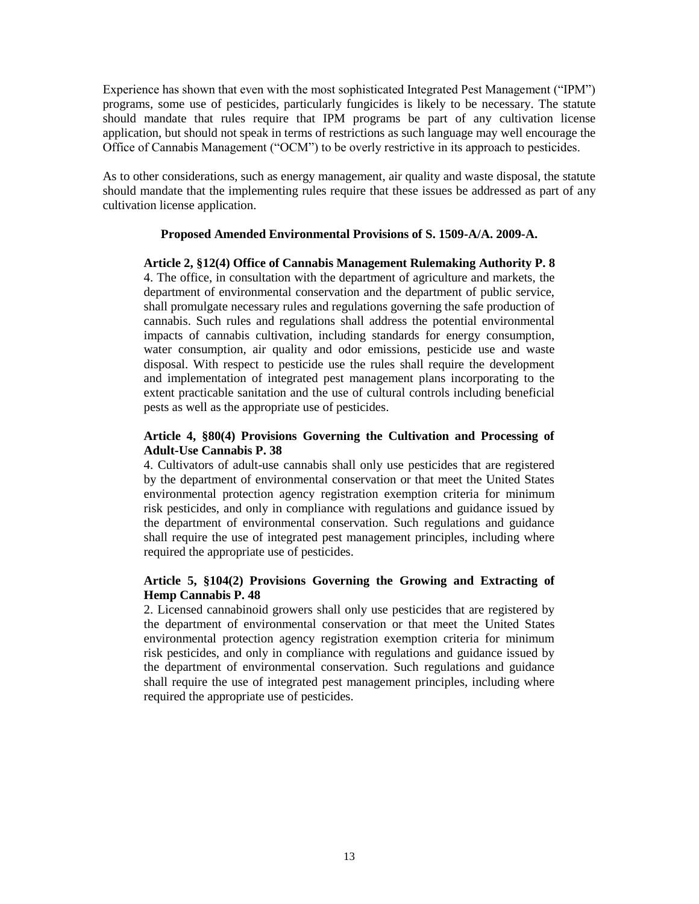Experience has shown that even with the most sophisticated Integrated Pest Management ("IPM") programs, some use of pesticides, particularly fungicides is likely to be necessary. The statute should mandate that rules require that IPM programs be part of any cultivation license application, but should not speak in terms of restrictions as such language may well encourage the Office of Cannabis Management ("OCM") to be overly restrictive in its approach to pesticides.

As to other considerations, such as energy management, air quality and waste disposal, the statute should mandate that the implementing rules require that these issues be addressed as part of any cultivation license application.

**Proposed Amended Environmental Provisions of S. 1509-A/A. 2009-A.**

> **Article 2, §12(4) Office of Cannabis Management Rulemaking Authority P. 8**
> 4. The office, in consultation with the department of agriculture and markets, the department of environmental conservation and the department of public service, shall promulgate necessary rules and regulations governing the safe production of cannabis. Such rules and regulations shall address the potential environmental impacts of cannabis cultivation, including standards for energy consumption, water consumption, air quality and odor emissions, pesticide use and waste disposal. With respect to pesticide use the rules shall require the development and implementation of integrated pest management plans incorporating to the extent practicable sanitation and the use of cultural controls including beneficial pests as well as the appropriate use of pesticides.
>
> **Article 4, §80(4) Provisions Governing the Cultivation and Processing of Adult-Use Cannabis P. 38**
> 4. Cultivators of adult-use cannabis shall only use pesticides that are registered by the department of environmental conservation or that meet the United States environmental protection agency registration exemption criteria for minimum risk pesticides, and only in compliance with regulations and guidance issued by the department of environmental conservation. Such regulations and guidance shall require the use of integrated pest management principles, including where required the appropriate use of pesticides.
>
> **Article 5, §104(2) Provisions Governing the Growing and Extracting of Hemp Cannabis P. 48**
> 2. Licensed cannabinoid growers shall only use pesticides that are registered by the department of environmental conservation or that meet the United States environmental protection agency registration exemption criteria for minimum risk pesticides, and only in compliance with regulations and guidance issued by the department of environmental conservation. Such regulations and guidance shall require the use of integrated pest management principles, including where required the appropriate use of pesticides.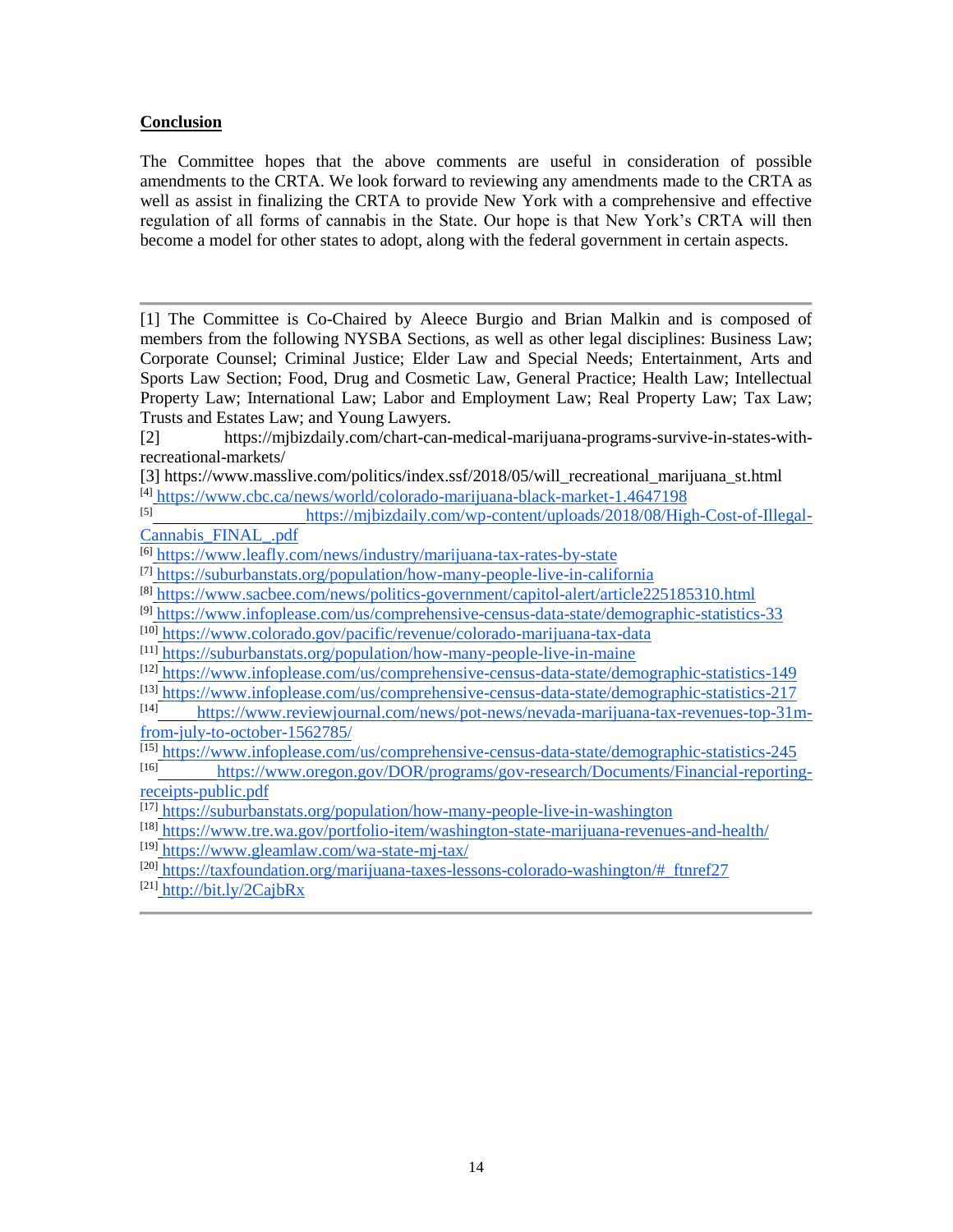**Conclusion**

The Committee hopes that the above comments are useful in consideration of possible amendments to the CRTA. We look forward to reviewing any amendments made to the CRTA as well as assist in finalizing the CRTA to provide New York with a comprehensive and effective regulation of all forms of cannabis in the State. Our hope is that New York's CRTA will then become a model for other states to adopt, along with the federal government in certain aspects.

---

[1] The Committee is Co-Chaired by Aleece Burgio and Brian Malkin and is composed of members from the following NYSBA Sections, as well as other legal disciplines: Business Law; Corporate Counsel; Criminal Justice; Elder Law and Special Needs; Entertainment, Arts and Sports Law Section; Food, Drug and Cosmetic Law, General Practice; Health Law; Intellectual Property Law; International Law; Labor and Employment Law; Real Property Law; Tax Law; Trusts and Estates Law; and Young Lawyers.

[2] https://mjbizdaily.com/chart-can-medical-marijuana-programs-survive-in-states-with-recreational-markets/

[3] https://www.masslive.com/politics/index.ssf/2018/05/will_recreational_marijuana_st.html

[4] https://www.cbc.ca/news/world/colorado-marijuana-black-market-1.4647198

[5] https://mjbizdaily.com/wp-content/uploads/2018/08/High-Cost-of-Illegal-Cannabis_FINAL_.pdf

[6] https://www.leafly.com/news/industry/marijuana-tax-rates-by-state

[7] https://suburbanstats.org/population/how-many-people-live-in-california

[8] https://www.sacbee.com/news/politics-government/capitol-alert/article225185310.html

[9] https://www.infoplease.com/us/comprehensive-census-data-state/demographic-statistics-33

[10] https://www.colorado.gov/pacific/revenue/colorado-marijuana-tax-data

[11] https://suburbanstats.org/population/how-many-people-live-in-maine

[12] https://www.infoplease.com/us/comprehensive-census-data-state/demographic-statistics-149

[13] https://www.infoplease.com/us/comprehensive-census-data-state/demographic-statistics-217

[14] https://www.reviewjournal.com/news/pot-news/nevada-marijuana-tax-revenues-top-31m-from-july-to-october-1562785/

[15] https://www.infoplease.com/us/comprehensive-census-data-state/demographic-statistics-245

[16] https://www.oregon.gov/DOR/programs/gov-research/Documents/Financial-reporting-receipts-public.pdf

[17] https://suburbanstats.org/population/how-many-people-live-in-washington

[18] https://www.tre.wa.gov/portfolio-item/washington-state-marijuana-revenues-and-health/

[19] https://www.gleamlaw.com/wa-state-mj-tax/

[20] https://taxfoundation.org/marijuana-taxes-lessons-colorado-washington/#_ftnref27

[21] http://bit.ly/2CajbRx